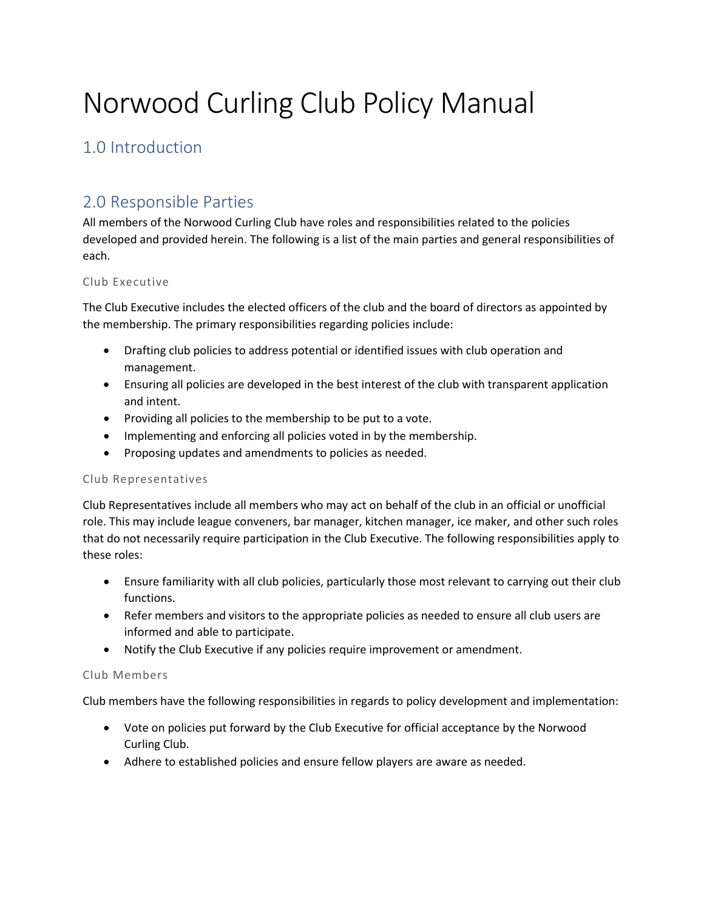# Norwood Curling Club Policy Manual

## 1.0 Introduction

## 2.0 Responsible Parties

All members of the Norwood Curling Club have roles and responsibilities related to the policies developed and provided herein. The following is a list of the main parties and general responsibilities of each.

### Club Executive

The Club Executive includes the elected officers of the club and the board of directors as appointed by the membership. The primary responsibilities regarding policies include:

- Drafting club policies to address potential or identified issues with club operation and management.
- Ensuring all policies are developed in the best interest of the club with transparent application and intent.
- Providing all policies to the membership to be put to a vote.
- Implementing and enforcing all policies voted in by the membership.
- Proposing updates and amendments to policies as needed.

### Club Representatives

Club Representatives include all members who may act on behalf of the club in an official or unofficial role. This may include league conveners, bar manager, kitchen manager, ice maker, and other such roles that do not necessarily require participation in the Club Executive. The following responsibilities apply to these roles:

- Ensure familiarity with all club policies, particularly those most relevant to carrying out their club functions.
- Refer members and visitors to the appropriate policies as needed to ensure all club users are informed and able to participate.
- Notify the Club Executive if any policies require improvement or amendment.

### Club Members

Club members have the following responsibilities in regards to policy development and implementation:

- Vote on policies put forward by the Club Executive for official acceptance by the Norwood Curling Club.
- Adhere to established policies and ensure fellow players are aware as needed.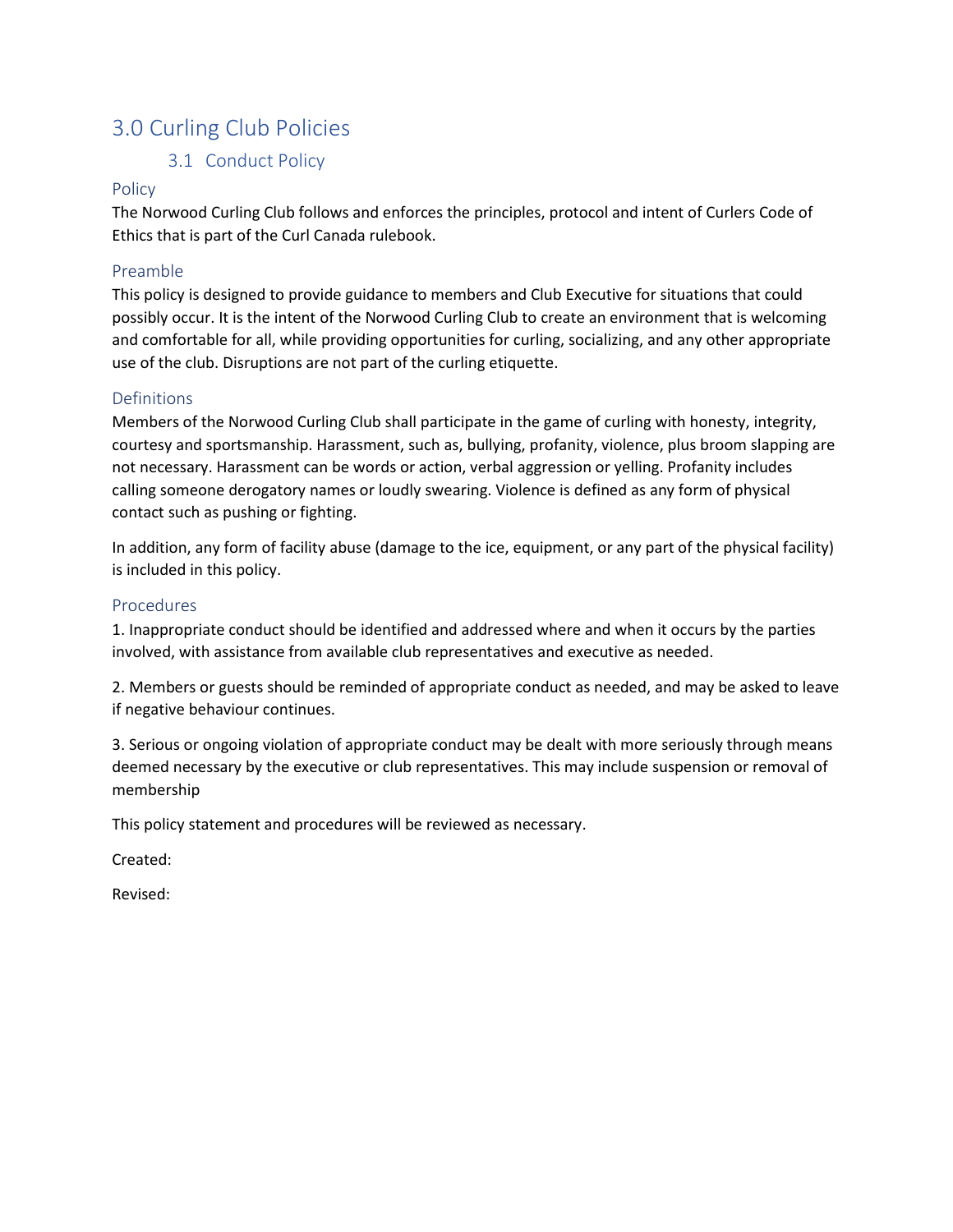# 3.0 Curling Club Policies

## 3.1 Conduct Policy

### Policy

The Norwood Curling Club follows and enforces the principles, protocol and intent of Curlers Code of Ethics that is part of the Curl Canada rulebook.

### Preamble

This policy is designed to provide guidance to members and Club Executive for situations that could possibly occur. It is the intent of the Norwood Curling Club to create an environment that is welcoming and comfortable for all, while providing opportunities for curling, socializing, and any other appropriate use of the club. Disruptions are not part of the curling etiquette.

### Definitions

Members of the Norwood Curling Club shall participate in the game of curling with honesty, integrity, courtesy and sportsmanship. Harassment, such as, bullying, profanity, violence, plus broom slapping are not necessary. Harassment can be words or action, verbal aggression or yelling. Profanity includes calling someone derogatory names or loudly swearing. Violence is defined as any form of physical contact such as pushing or fighting.

In addition, any form of facility abuse (damage to the ice, equipment, or any part of the physical facility) is included in this policy.

### Procedures

1. Inappropriate conduct should be identified and addressed where and when it occurs by the parties involved, with assistance from available club representatives and executive as needed.

2. Members or guests should be reminded of appropriate conduct as needed, and may be asked to leave if negative behaviour continues.

3. Serious or ongoing violation of appropriate conduct may be dealt with more seriously through means deemed necessary by the executive or club representatives. This may include suspension or removal of membership

This policy statement and procedures will be reviewed as necessary.

Created:

Revised: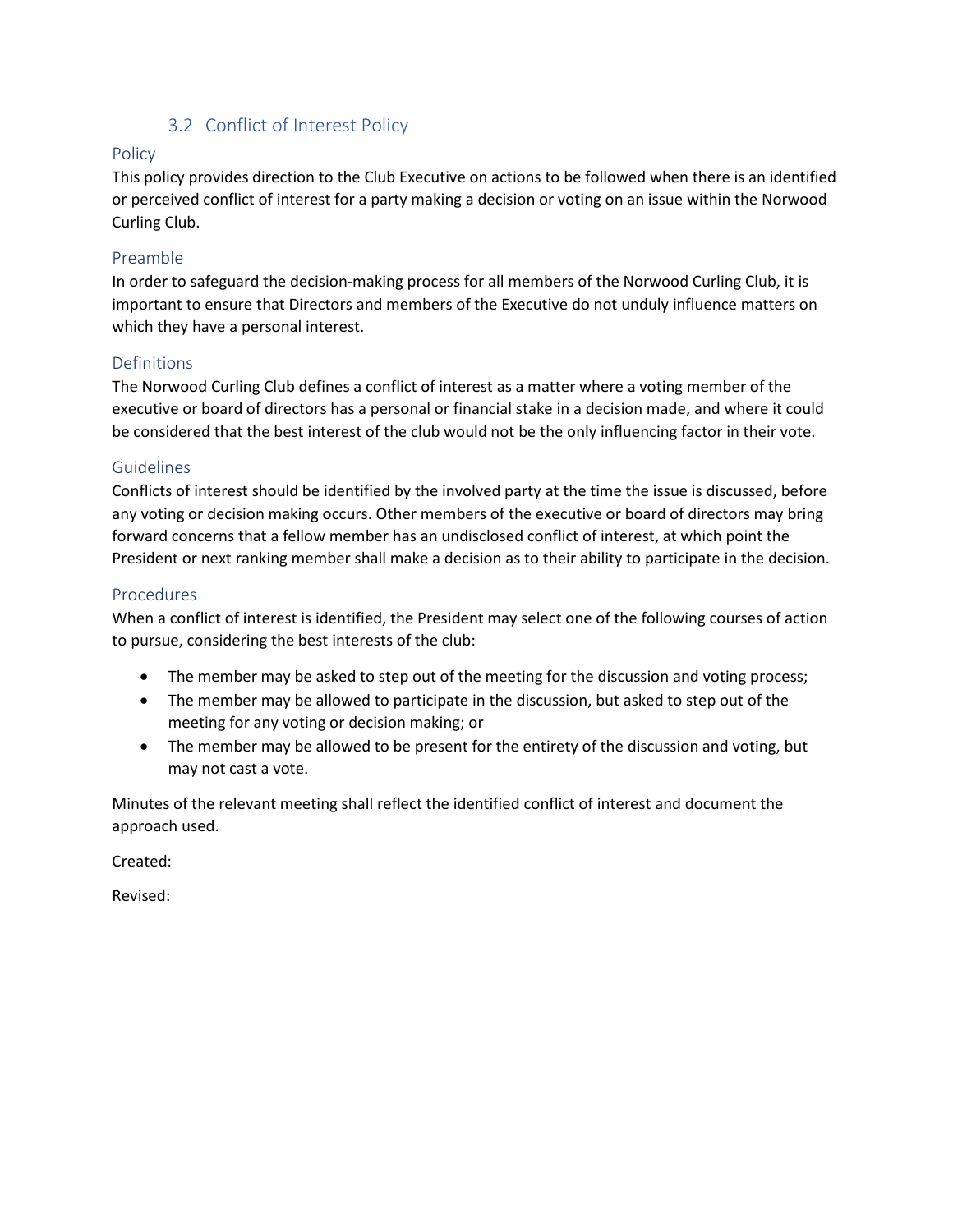## 3.2 Conflict of Interest Policy

### Policy

This policy provides direction to the Club Executive on actions to be followed when there is an identified or perceived conflict of interest for a party making a decision or voting on an issue within the Norwood Curling Club.

### Preamble

In order to safeguard the decision-making process for all members of the Norwood Curling Club, it is important to ensure that Directors and members of the Executive do not unduly influence matters on which they have a personal interest.

### Definitions

The Norwood Curling Club defines a conflict of interest as a matter where a voting member of the executive or board of directors has a personal or financial stake in a decision made, and where it could be considered that the best interest of the club would not be the only influencing factor in their vote.

### Guidelines

Conflicts of interest should be identified by the involved party at the time the issue is discussed, before any voting or decision making occurs. Other members of the executive or board of directors may bring forward concerns that a fellow member has an undisclosed conflict of interest, at which point the President or next ranking member shall make a decision as to their ability to participate in the decision.

### Procedures

When a conflict of interest is identified, the President may select one of the following courses of action to pursue, considering the best interests of the club:

- The member may be asked to step out of the meeting for the discussion and voting process;
- The member may be allowed to participate in the discussion, but asked to step out of the meeting for any voting or decision making; or
- The member may be allowed to be present for the entirety of the discussion and voting, but may not cast a vote.

Minutes of the relevant meeting shall reflect the identified conflict of interest and document the approach used.

Created:

Revised: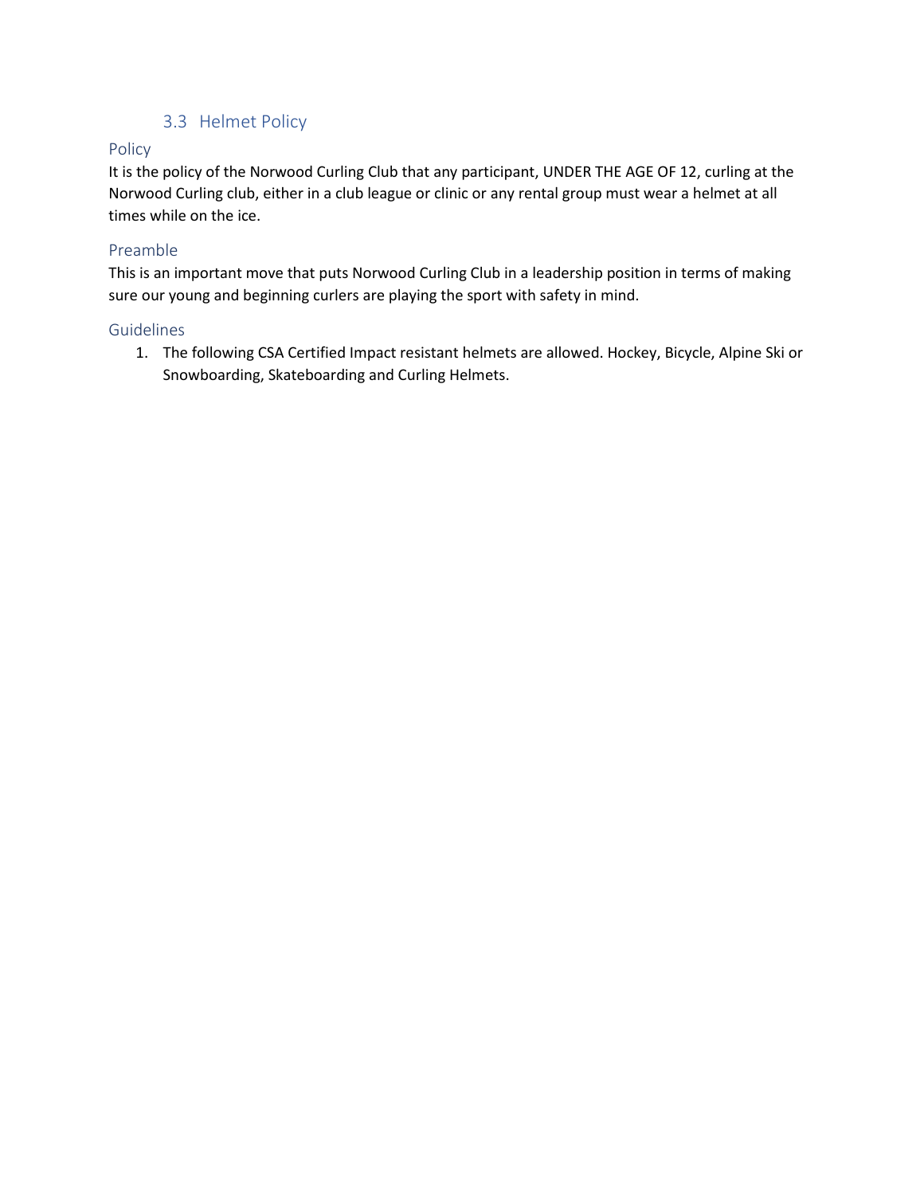## 3.3 Helmet Policy

### Policy

It is the policy of the Norwood Curling Club that any participant, UNDER THE AGE OF 12, curling at the Norwood Curling club, either in a club league or clinic or any rental group must wear a helmet at all times while on the ice.

### Preamble

This is an important move that puts Norwood Curling Club in a leadership position in terms of making sure our young and beginning curlers are playing the sport with safety in mind.

### Guidelines

1. The following CSA Certified Impact resistant helmets are allowed. Hockey, Bicycle, Alpine Ski or Snowboarding, Skateboarding and Curling Helmets.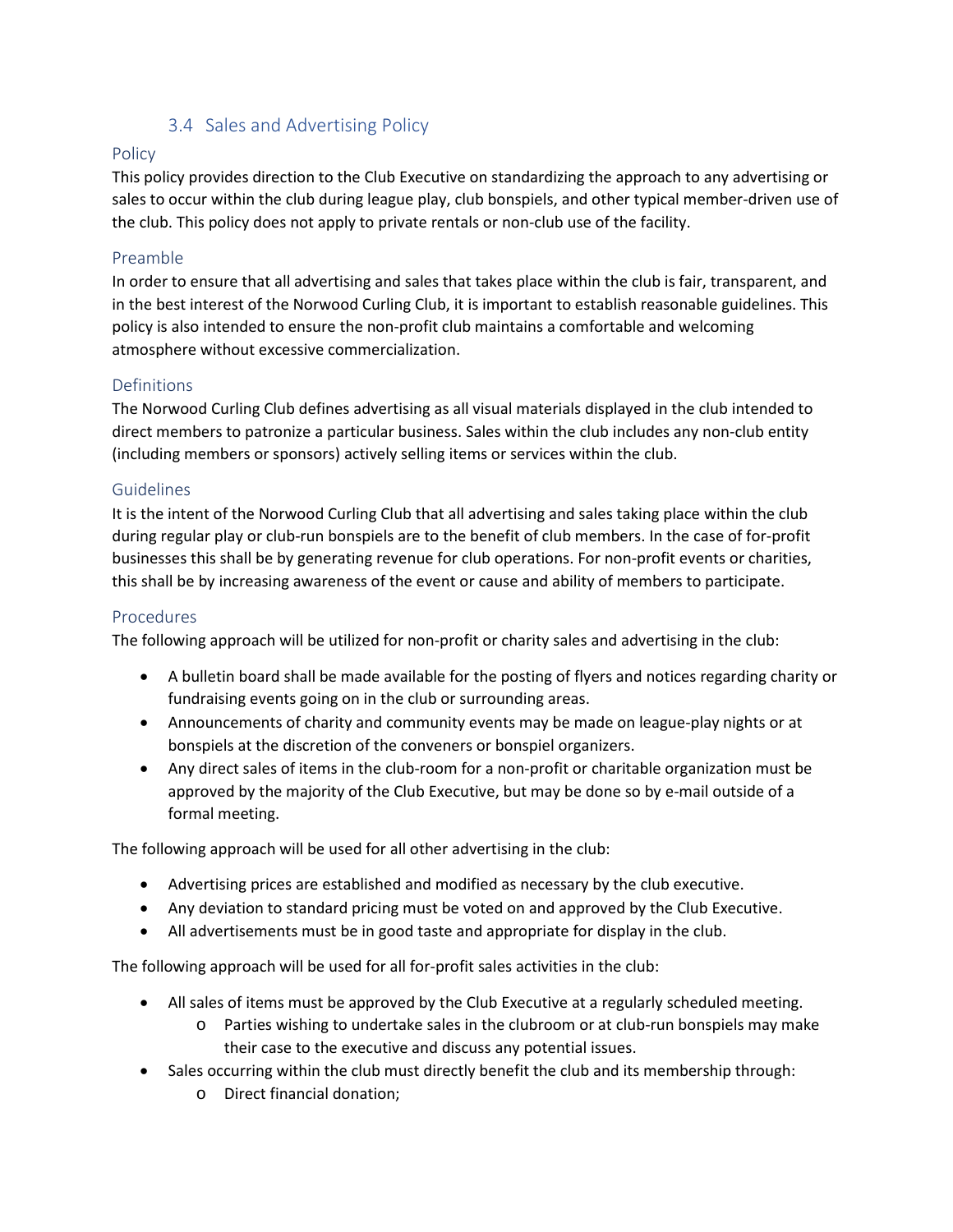### 3.4 Sales and Advertising Policy

#### Policy

This policy provides direction to the Club Executive on standardizing the approach to any advertising or sales to occur within the club during league play, club bonspiels, and other typical member-driven use of the club. This policy does not apply to private rentals or non-club use of the facility.

#### Preamble

In order to ensure that all advertising and sales that takes place within the club is fair, transparent, and in the best interest of the Norwood Curling Club, it is important to establish reasonable guidelines. This policy is also intended to ensure the non-profit club maintains a comfortable and welcoming atmosphere without excessive commercialization.

#### Definitions

The Norwood Curling Club defines advertising as all visual materials displayed in the club intended to direct members to patronize a particular business. Sales within the club includes any non-club entity (including members or sponsors) actively selling items or services within the club.

#### Guidelines

It is the intent of the Norwood Curling Club that all advertising and sales taking place within the club during regular play or club-run bonspiels are to the benefit of club members. In the case of for-profit businesses this shall be by generating revenue for club operations. For non-profit events or charities, this shall be by increasing awareness of the event or cause and ability of members to participate.

#### Procedures

The following approach will be utilized for non-profit or charity sales and advertising in the club:

- A bulletin board shall be made available for the posting of flyers and notices regarding charity or fundraising events going on in the club or surrounding areas.
- Announcements of charity and community events may be made on league-play nights or at bonspiels at the discretion of the conveners or bonspiel organizers.
- Any direct sales of items in the club-room for a non-profit or charitable organization must be approved by the majority of the Club Executive, but may be done so by e-mail outside of a formal meeting.

The following approach will be used for all other advertising in the club:

- Advertising prices are established and modified as necessary by the club executive.
- Any deviation to standard pricing must be voted on and approved by the Club Executive.
- All advertisements must be in good taste and appropriate for display in the club.

The following approach will be used for all for-profit sales activities in the club:

- All sales of items must be approved by the Club Executive at a regularly scheduled meeting.
  - Parties wishing to undertake sales in the clubroom or at club-run bonspiels may make their case to the executive and discuss any potential issues.
- Sales occurring within the club must directly benefit the club and its membership through:
  - Direct financial donation;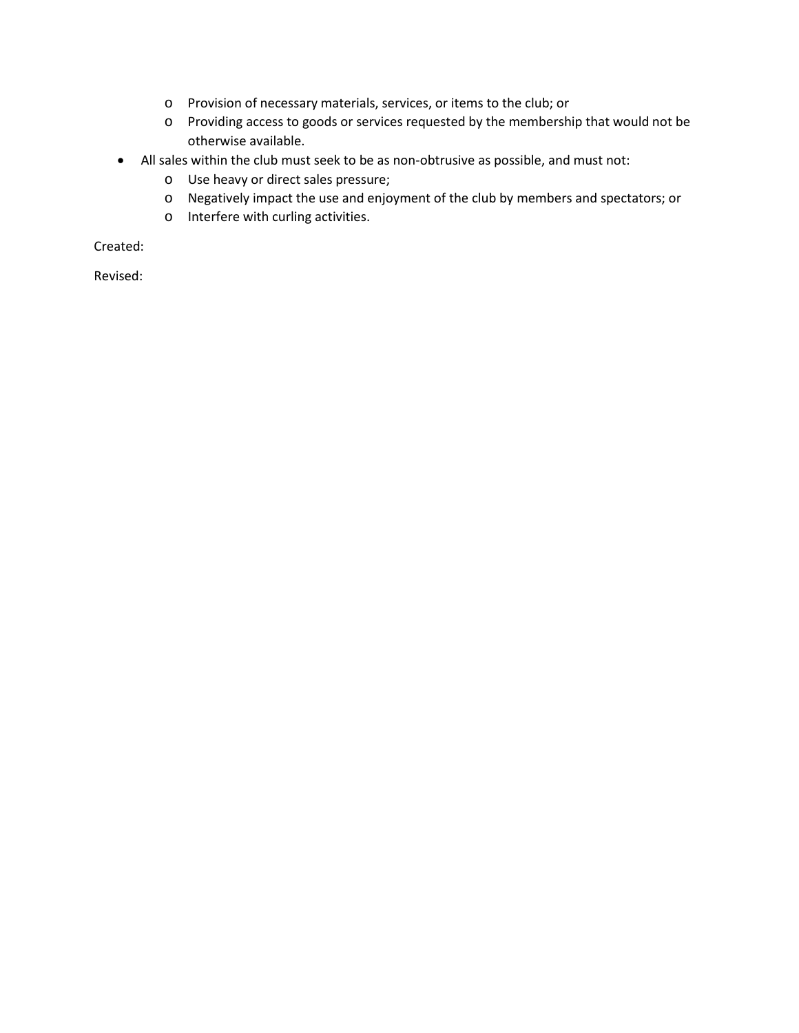- Provision of necessary materials, services, or items to the club; or
  - Providing access to goods or services requested by the membership that would not be otherwise available.
- All sales within the club must seek to be as non-obtrusive as possible, and must not:
  - Use heavy or direct sales pressure;
  - Negatively impact the use and enjoyment of the club by members and spectators; or
  - Interfere with curling activities.

Created:

Revised: